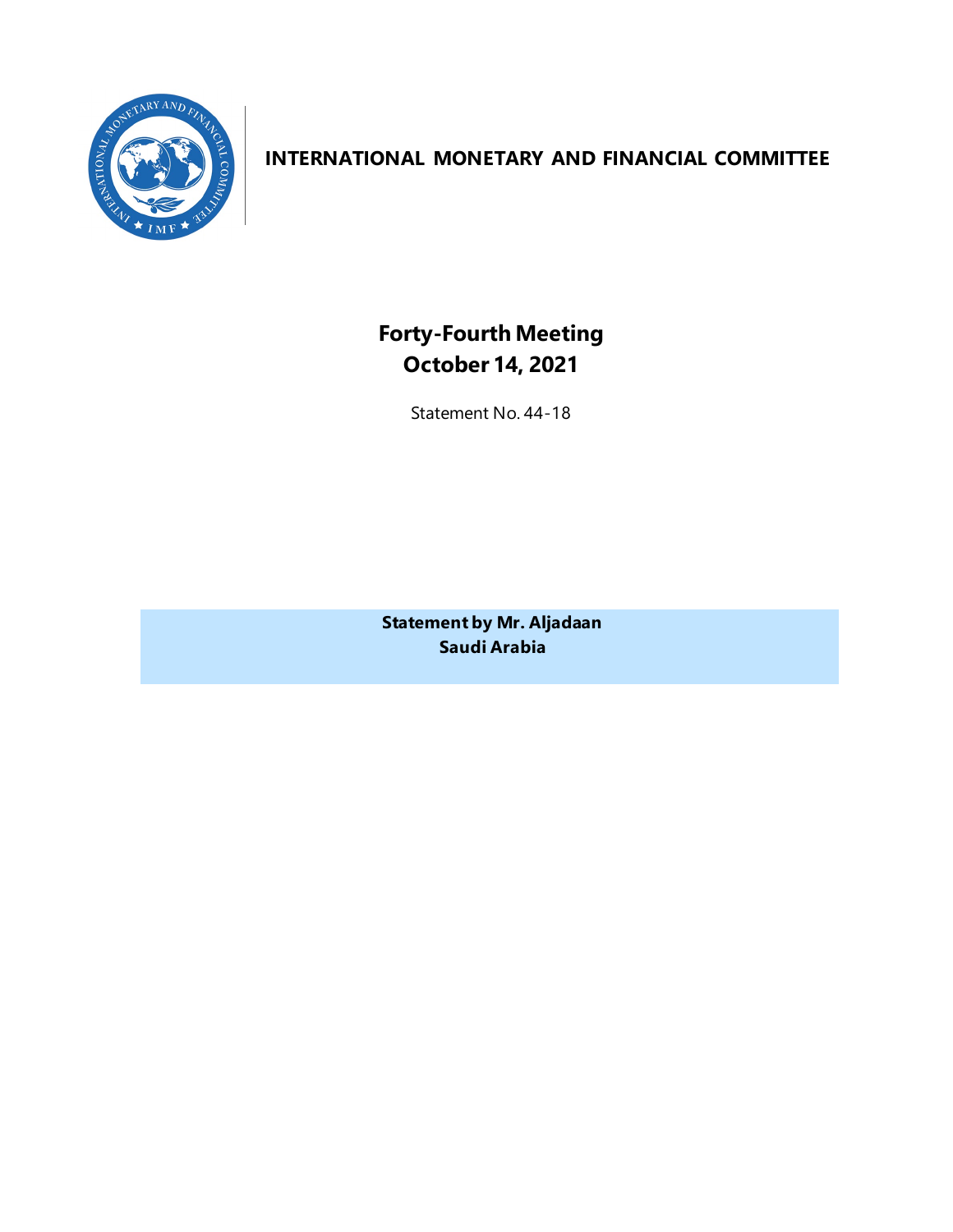# INTERNATIONAL MONETARY AND FINANCIAL COMMITTEE

## Forty-Fourth Meeting
## October 14, 2021

Statement No. 44-18

**Statement by Mr. Aljadaan**
**Saudi Arabia**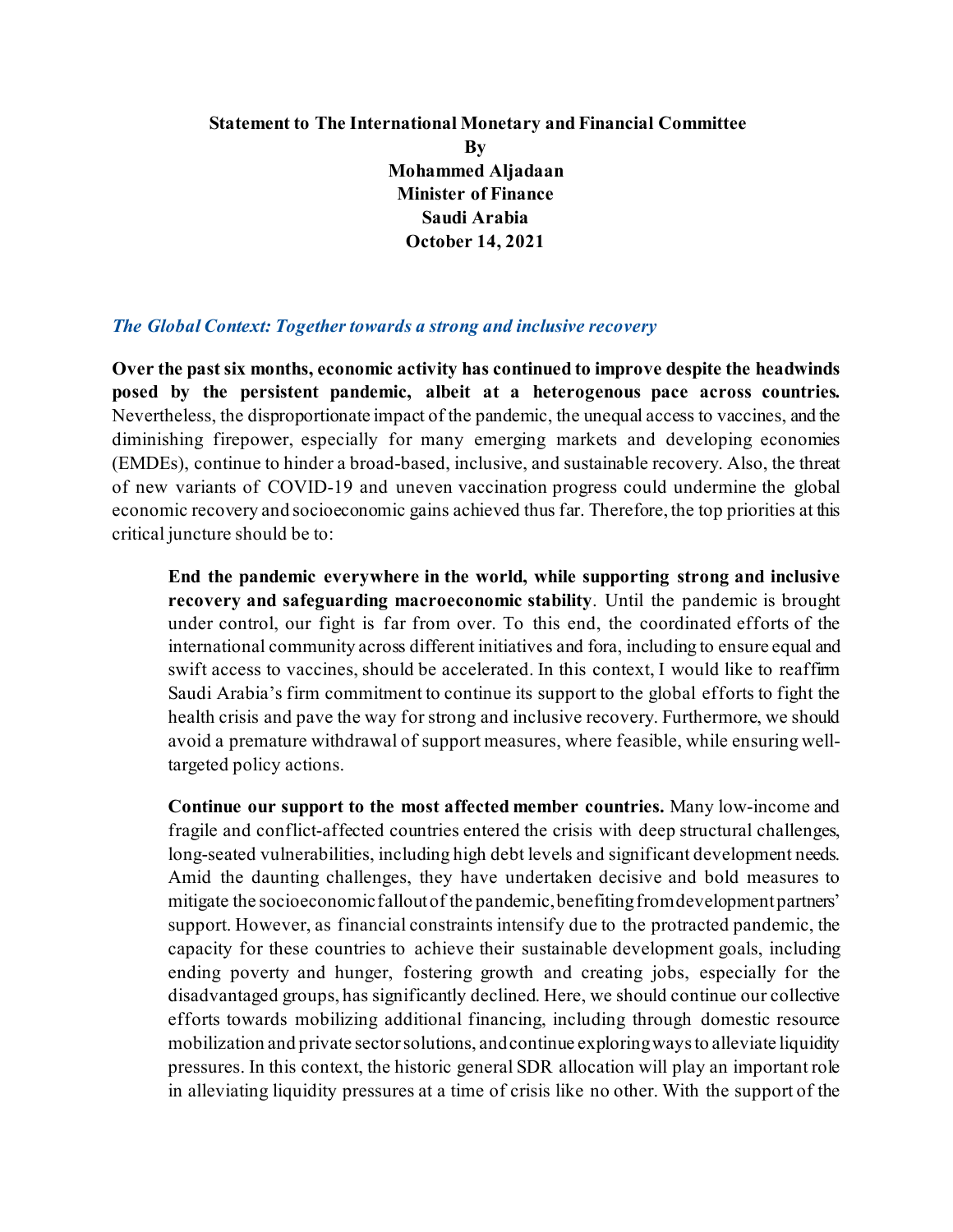**Statement to The International Monetary and Financial Committee**
**By**
**Mohammed Aljadaan**
**Minister of Finance**
**Saudi Arabia**
**October 14, 2021**

### *The Global Context: Together towards a strong and inclusive recovery*

**Over the past six months, economic activity has continued to improve despite the headwinds posed by the persistent pandemic, albeit at a heterogenous pace across countries.** Nevertheless, the disproportionate impact of the pandemic, the unequal access to vaccines, and the diminishing firepower, especially for many emerging markets and developing economies (EMDEs), continue to hinder a broad-based, inclusive, and sustainable recovery. Also, the threat of new variants of COVID-19 and uneven vaccination progress could undermine the global economic recovery and socioeconomic gains achieved thus far. Therefore, the top priorities at this critical juncture should be to:

> **End the pandemic everywhere in the world, while supporting strong and inclusive recovery and safeguarding macroeconomic stability**. Until the pandemic is brought under control, our fight is far from over. To this end, the coordinated efforts of the international community across different initiatives and fora, including to ensure equal and swift access to vaccines, should be accelerated. In this context, I would like to reaffirm Saudi Arabia's firm commitment to continue its support to the global efforts to fight the health crisis and pave the way for strong and inclusive recovery. Furthermore, we should avoid a premature withdrawal of support measures, where feasible, while ensuring well-targeted policy actions.
>
> **Continue our support to the most affected member countries.** Many low-income and fragile and conflict-affected countries entered the crisis with deep structural challenges, long-seated vulnerabilities, including high debt levels and significant development needs. Amid the daunting challenges, they have undertaken decisive and bold measures to mitigate the socioeconomic fallout of the pandemic, benefiting from development partners' support. However, as financial constraints intensify due to the protracted pandemic, the capacity for these countries to achieve their sustainable development goals, including ending poverty and hunger, fostering growth and creating jobs, especially for the disadvantaged groups, has significantly declined. Here, we should continue our collective efforts towards mobilizing additional financing, including through domestic resource mobilization and private sector solutions, and continue exploring ways to alleviate liquidity pressures. In this context, the historic general SDR allocation will play an important role in alleviating liquidity pressures at a time of crisis like no other. With the support of the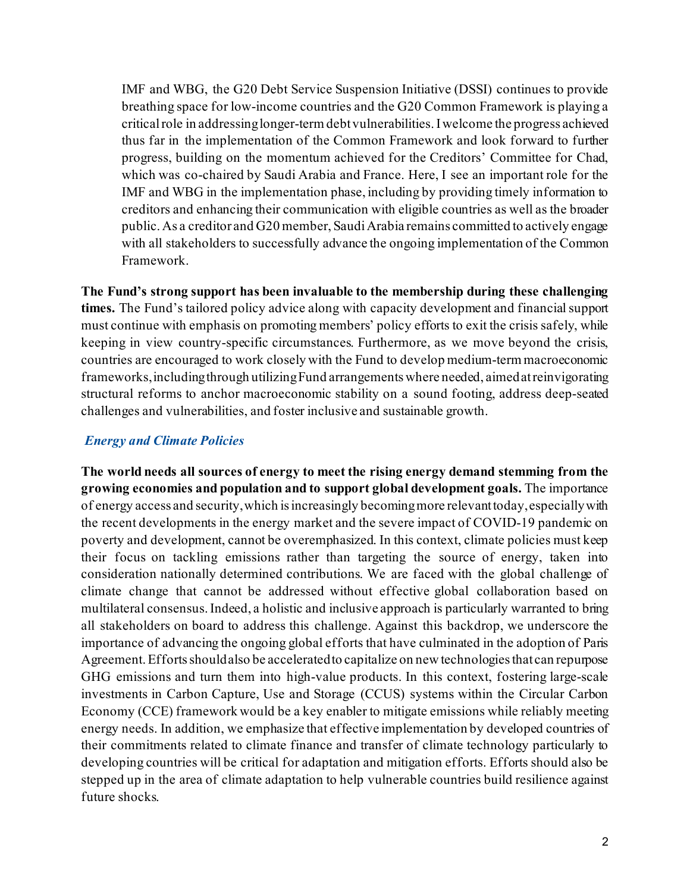IMF and WBG, the G20 Debt Service Suspension Initiative (DSSI) continues to provide breathing space for low-income countries and the G20 Common Framework is playing a critical role in addressing longer-term debt vulnerabilities. I welcome the progress achieved thus far in the implementation of the Common Framework and look forward to further progress, building on the momentum achieved for the Creditors' Committee for Chad, which was co-chaired by Saudi Arabia and France. Here, I see an important role for the IMF and WBG in the implementation phase, including by providing timely information to creditors and enhancing their communication with eligible countries as well as the broader public. As a creditor and G20 member, Saudi Arabia remains committed to actively engage with all stakeholders to successfully advance the ongoing implementation of the Common Framework.

**The Fund's strong support has been invaluable to the membership during these challenging times.** The Fund's tailored policy advice along with capacity development and financial support must continue with emphasis on promoting members' policy efforts to exit the crisis safely, while keeping in view country-specific circumstances. Furthermore, as we move beyond the crisis, countries are encouraged to work closely with the Fund to develop medium-term macroeconomic frameworks, including through utilizing Fund arrangements where needed, aimed at reinvigorating structural reforms to anchor macroeconomic stability on a sound footing, address deep-seated challenges and vulnerabilities, and foster inclusive and sustainable growth.

### *Energy and Climate Policies*

**The world needs all sources of energy to meet the rising energy demand stemming from the growing economies and population and to support global development goals.** The importance of energy access and security, which is increasingly becoming more relevant today, especially with the recent developments in the energy market and the severe impact of COVID-19 pandemic on poverty and development, cannot be overemphasized. In this context, climate policies must keep their focus on tackling emissions rather than targeting the source of energy, taken into consideration nationally determined contributions. We are faced with the global challenge of climate change that cannot be addressed without effective global collaboration based on multilateral consensus. Indeed, a holistic and inclusive approach is particularly warranted to bring all stakeholders on board to address this challenge. Against this backdrop, we underscore the importance of advancing the ongoing global efforts that have culminated in the adoption of Paris Agreement. Efforts should also be accelerated to capitalize on new technologies that can repurpose GHG emissions and turn them into high-value products. In this context, fostering large-scale investments in Carbon Capture, Use and Storage (CCUS) systems within the Circular Carbon Economy (CCE) framework would be a key enabler to mitigate emissions while reliably meeting energy needs. In addition, we emphasize that effective implementation by developed countries of their commitments related to climate finance and transfer of climate technology particularly to developing countries will be critical for adaptation and mitigation efforts. Efforts should also be stepped up in the area of climate adaptation to help vulnerable countries build resilience against future shocks.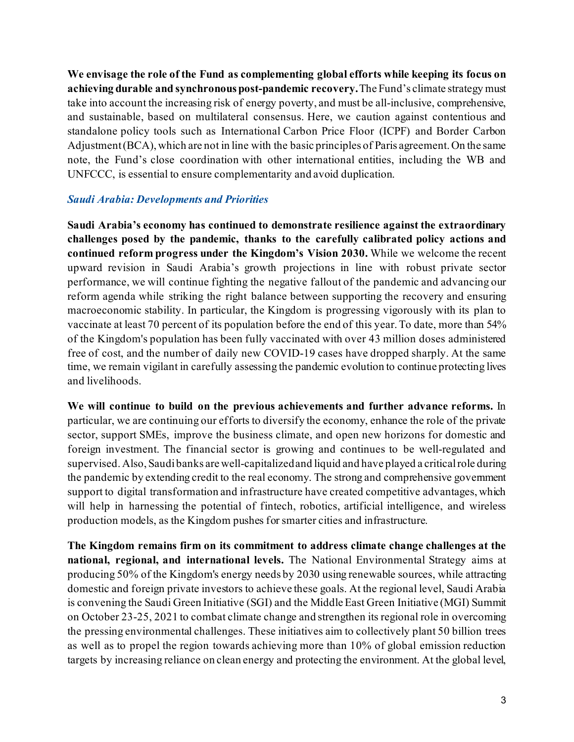**We envisage the role of the Fund as complementing global efforts while keeping its focus on achieving durable and synchronous post-pandemic recovery.** The Fund's climate strategy must take into account the increasing risk of energy poverty, and must be all-inclusive, comprehensive, and sustainable, based on multilateral consensus. Here, we caution against contentious and standalone policy tools such as International Carbon Price Floor (ICPF) and Border Carbon Adjustment (BCA), which are not in line with the basic principles of Paris agreement. On the same note, the Fund's close coordination with other international entities, including the WB and UNFCCC, is essential to ensure complementarity and avoid duplication.

### *Saudi Arabia: Developments and Priorities*

**Saudi Arabia's economy has continued to demonstrate resilience against the extraordinary challenges posed by the pandemic, thanks to the carefully calibrated policy actions and continued reform progress under the Kingdom's Vision 2030.** While we welcome the recent upward revision in Saudi Arabia's growth projections in line with robust private sector performance, we will continue fighting the negative fallout of the pandemic and advancing our reform agenda while striking the right balance between supporting the recovery and ensuring macroeconomic stability. In particular, the Kingdom is progressing vigorously with its plan to vaccinate at least 70 percent of its population before the end of this year. To date, more than 54% of the Kingdom's population has been fully vaccinated with over 43 million doses administered free of cost, and the number of daily new COVID-19 cases have dropped sharply. At the same time, we remain vigilant in carefully assessing the pandemic evolution to continue protecting lives and livelihoods.

**We will continue to build on the previous achievements and further advance reforms.** In particular, we are continuing our efforts to diversify the economy, enhance the role of the private sector, support SMEs, improve the business climate, and open new horizons for domestic and foreign investment. The financial sector is growing and continues to be well-regulated and supervised. Also, Saudi banks are well-capitalized and liquid and have played a critical role during the pandemic by extending credit to the real economy. The strong and comprehensive government support to digital transformation and infrastructure have created competitive advantages, which will help in harnessing the potential of fintech, robotics, artificial intelligence, and wireless production models, as the Kingdom pushes for smarter cities and infrastructure.

**The Kingdom remains firm on its commitment to address climate change challenges at the national, regional, and international levels.** The National Environmental Strategy aims at producing 50% of the Kingdom's energy needs by 2030 using renewable sources, while attracting domestic and foreign private investors to achieve these goals. At the regional level, Saudi Arabia is convening the Saudi Green Initiative (SGI) and the Middle East Green Initiative (MGI) Summit on October 23-25, 2021 to combat climate change and strengthen its regional role in overcoming the pressing environmental challenges. These initiatives aim to collectively plant 50 billion trees as well as to propel the region towards achieving more than 10% of global emission reduction targets by increasing reliance on clean energy and protecting the environment. At the global level,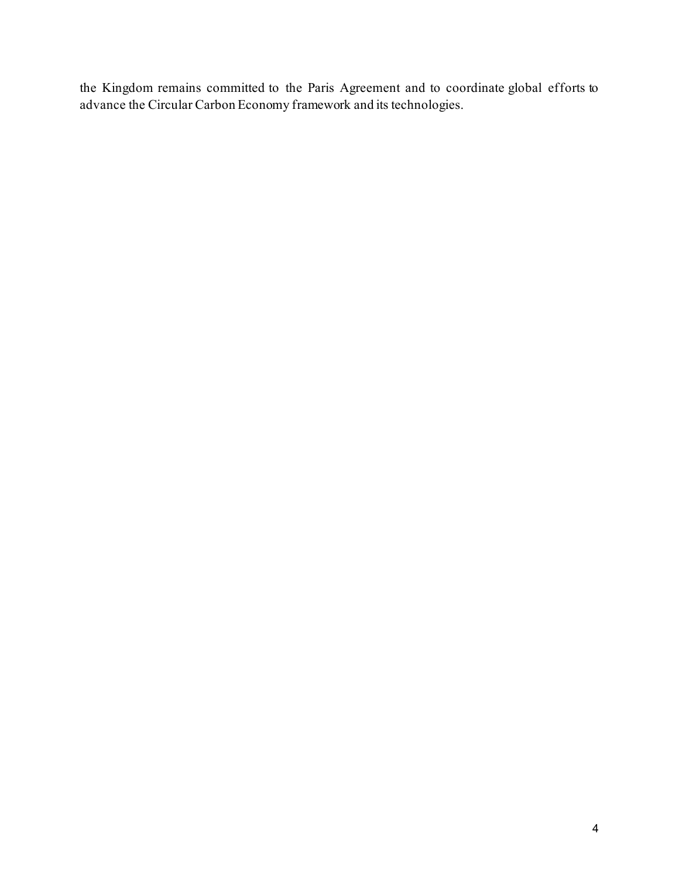the Kingdom remains committed to the Paris Agreement and to coordinate global efforts to advance the Circular Carbon Economy framework and its technologies.